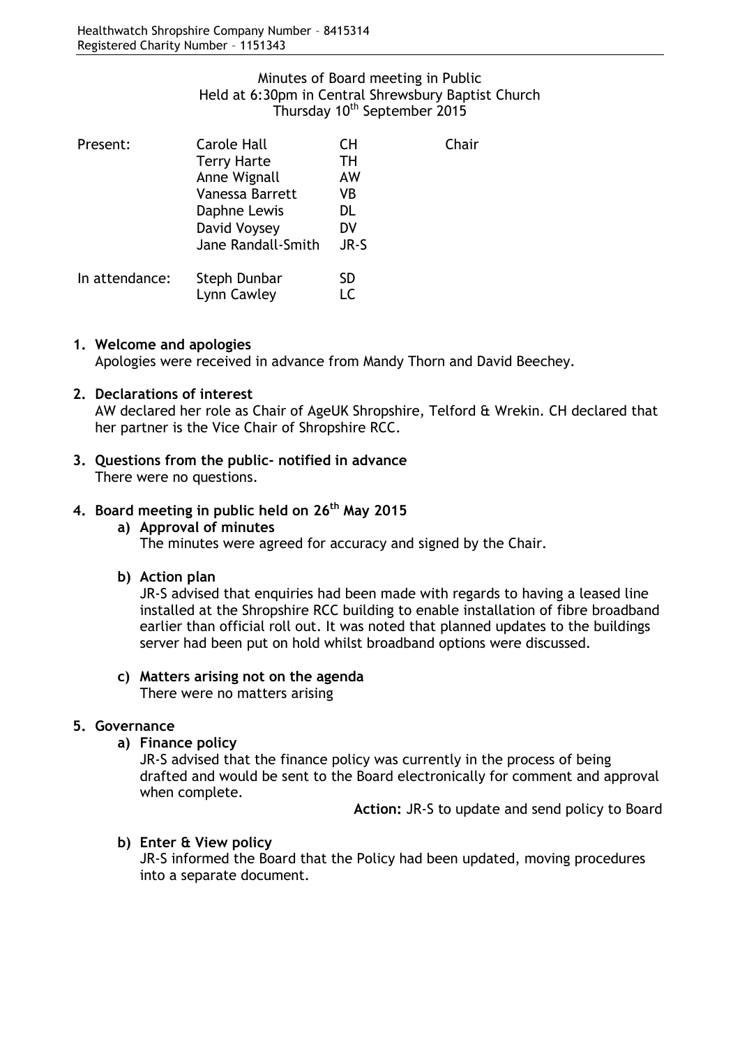Healthwatch Shropshire Company Number – 8415314
Registered Charity Number – 1151343

Minutes of Board meeting in Public
Held at 6:30pm in Central Shrewsbury Baptist Church
Thursday 10th September 2015

| | | | |
|---|---|---|---|
| Present: | Carole Hall | CH | Chair |
| | Terry Harte | TH | |
| | Anne Wignall | AW | |
| | Vanessa Barrett | VB | |
| | Daphne Lewis | DL | |
| | David Voysey | DV | |
| | Jane Randall-Smith | JR-S | |
| In attendance: | Steph Dunbar | SD | |
| | Lynn Cawley | LC | |

1. **Welcome and apologies**
   Apologies were received in advance from Mandy Thorn and David Beechey.

2. **Declarations of interest**
   AW declared her role as Chair of AgeUK Shropshire, Telford & Wrekin. CH declared that her partner is the Vice Chair of Shropshire RCC.

3. **Questions from the public- notified in advance**
   There were no questions.

4. **Board meeting in public held on 26th May 2015**
   a) **Approval of minutes**
   The minutes were agreed for accuracy and signed by the Chair.

   b) **Action plan**
   JR-S advised that enquiries had been made with regards to having a leased line installed at the Shropshire RCC building to enable installation of fibre broadband earlier than official roll out. It was noted that planned updates to the buildings server had been put on hold whilst broadband options were discussed.

   c) **Matters arising not on the agenda**
   There were no matters arising

5. **Governance**
   a) **Finance policy**
   JR-S advised that the finance policy was currently in the process of being drafted and would be sent to the Board electronically for comment and approval when complete.

   **Action:** JR-S to update and send policy to Board

   b) **Enter & View policy**
   JR-S informed the Board that the Policy had been updated, moving procedures into a separate document.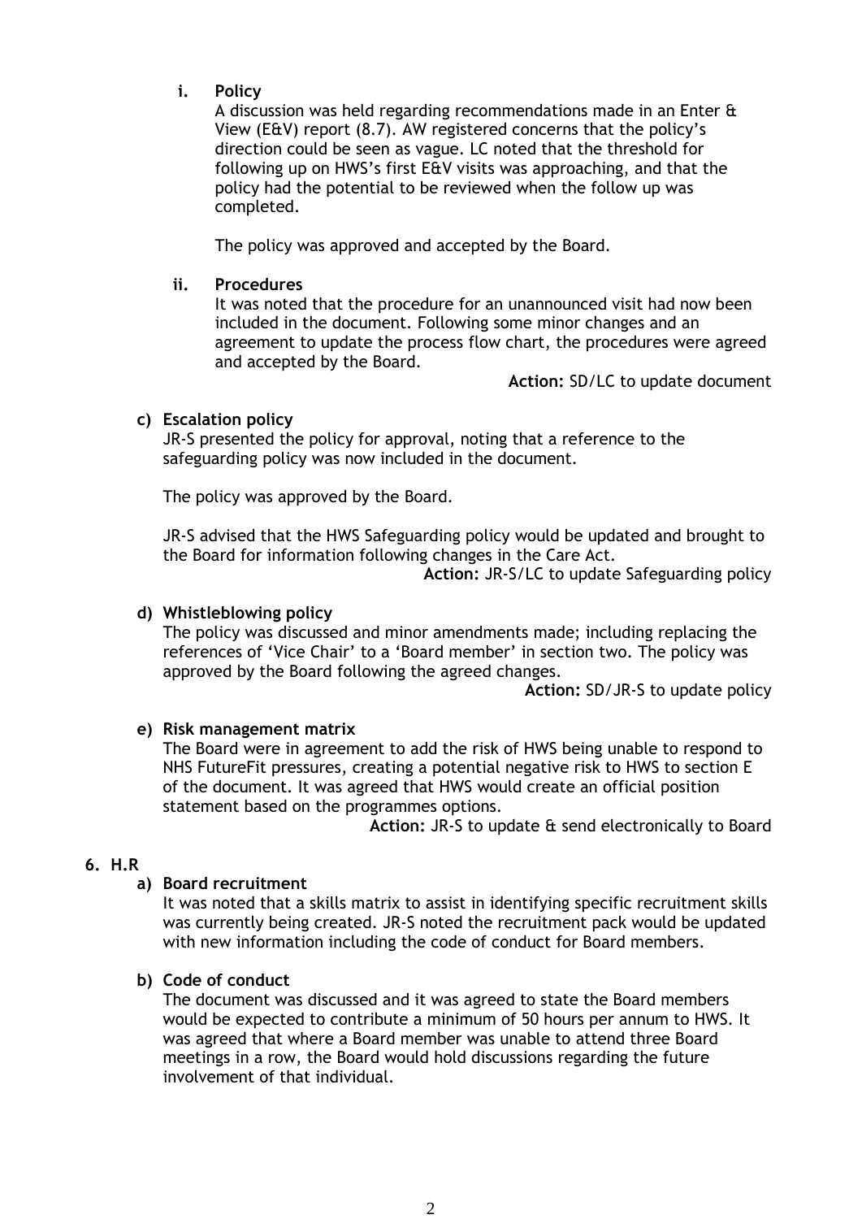**i. Policy**

A discussion was held regarding recommendations made in an Enter & View (E&V) report (8.7). AW registered concerns that the policy's direction could be seen as vague. LC noted that the threshold for following up on HWS's first E&V visits was approaching, and that the policy had the potential to be reviewed when the follow up was completed.

The policy was approved and accepted by the Board.

**ii. Procedures**

It was noted that the procedure for an unannounced visit had now been included in the document. Following some minor changes and an agreement to update the process flow chart, the procedures were agreed and accepted by the Board.

**Action:** SD/LC to update document

**c) Escalation policy**

JR-S presented the policy for approval, noting that a reference to the safeguarding policy was now included in the document.

The policy was approved by the Board.

JR-S advised that the HWS Safeguarding policy would be updated and brought to the Board for information following changes in the Care Act.

**Action:** JR-S/LC to update Safeguarding policy

**d) Whistleblowing policy**

The policy was discussed and minor amendments made; including replacing the references of 'Vice Chair' to a 'Board member' in section two. The policy was approved by the Board following the agreed changes.

**Action:** SD/JR-S to update policy

**e) Risk management matrix**

The Board were in agreement to add the risk of HWS being unable to respond to NHS FutureFit pressures, creating a potential negative risk to HWS to section E of the document. It was agreed that HWS would create an official position statement based on the programmes options.

**Action:** JR-S to update & send electronically to Board

**6. H.R**

**a) Board recruitment**

It was noted that a skills matrix to assist in identifying specific recruitment skills was currently being created. JR-S noted the recruitment pack would be updated with new information including the code of conduct for Board members.

**b) Code of conduct**

The document was discussed and it was agreed to state the Board members would be expected to contribute a minimum of 50 hours per annum to HWS. It was agreed that where a Board member was unable to attend three Board meetings in a row, the Board would hold discussions regarding the future involvement of that individual.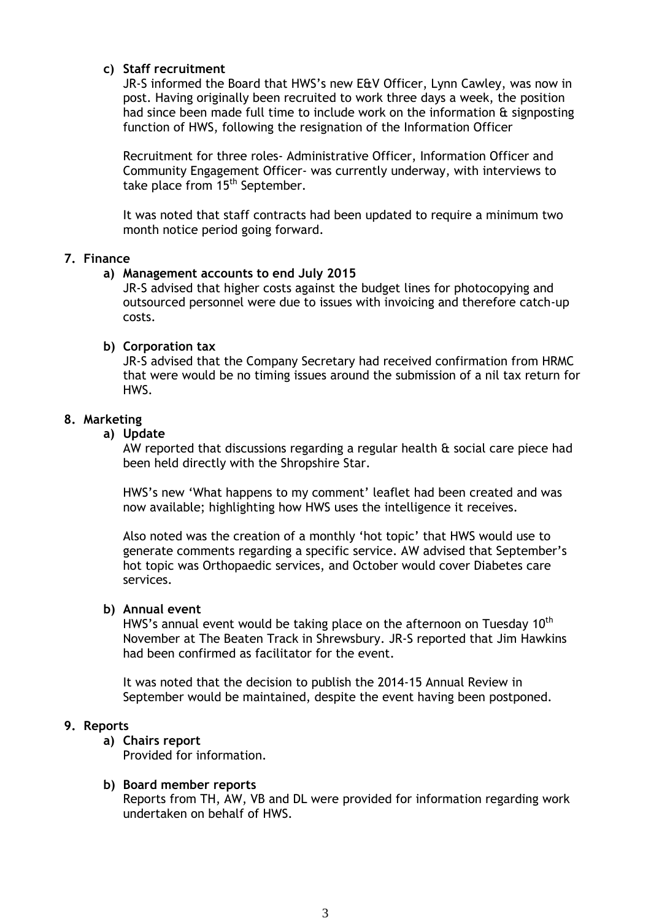**c) Staff recruitment**

JR-S informed the Board that HWS's new E&V Officer, Lynn Cawley, was now in post. Having originally been recruited to work three days a week, the position had since been made full time to include work on the information & signposting function of HWS, following the resignation of the Information Officer

Recruitment for three roles- Administrative Officer, Information Officer and Community Engagement Officer- was currently underway, with interviews to take place from 15th September.

It was noted that staff contracts had been updated to require a minimum two month notice period going forward.

**7. Finance**

**a) Management accounts to end July 2015**

JR-S advised that higher costs against the budget lines for photocopying and outsourced personnel were due to issues with invoicing and therefore catch-up costs.

**b) Corporation tax**

JR-S advised that the Company Secretary had received confirmation from HRMC that were would be no timing issues around the submission of a nil tax return for HWS.

**8. Marketing**

**a) Update**

AW reported that discussions regarding a regular health & social care piece had been held directly with the Shropshire Star.

HWS's new 'What happens to my comment' leaflet had been created and was now available; highlighting how HWS uses the intelligence it receives.

Also noted was the creation of a monthly 'hot topic' that HWS would use to generate comments regarding a specific service. AW advised that September's hot topic was Orthopaedic services, and October would cover Diabetes care services.

**b) Annual event**

HWS's annual event would be taking place on the afternoon on Tuesday 10th November at The Beaten Track in Shrewsbury. JR-S reported that Jim Hawkins had been confirmed as facilitator for the event.

It was noted that the decision to publish the 2014-15 Annual Review in September would be maintained, despite the event having been postponed.

**9. Reports**

**a) Chairs report**

Provided for information.

**b) Board member reports**

Reports from TH, AW, VB and DL were provided for information regarding work undertaken on behalf of HWS.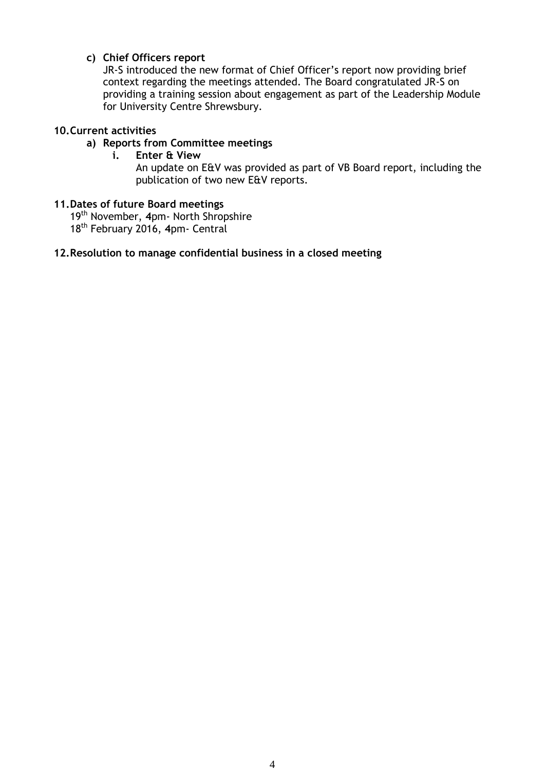**c) Chief Officers report**

JR-S introduced the new format of Chief Officer's report now providing brief context regarding the meetings attended. The Board congratulated JR-S on providing a training session about engagement as part of the Leadership Module for University Centre Shrewsbury.

**10. Current activities**

**a) Reports from Committee meetings**

**i. Enter & View**

An update on E&V was provided as part of VB Board report, including the publication of two new E&V reports.

**11. Dates of future Board meetings**

19th November, 4pm- North Shropshire
18th February 2016, 4pm- Central

**12. Resolution to manage confidential business in a closed meeting**